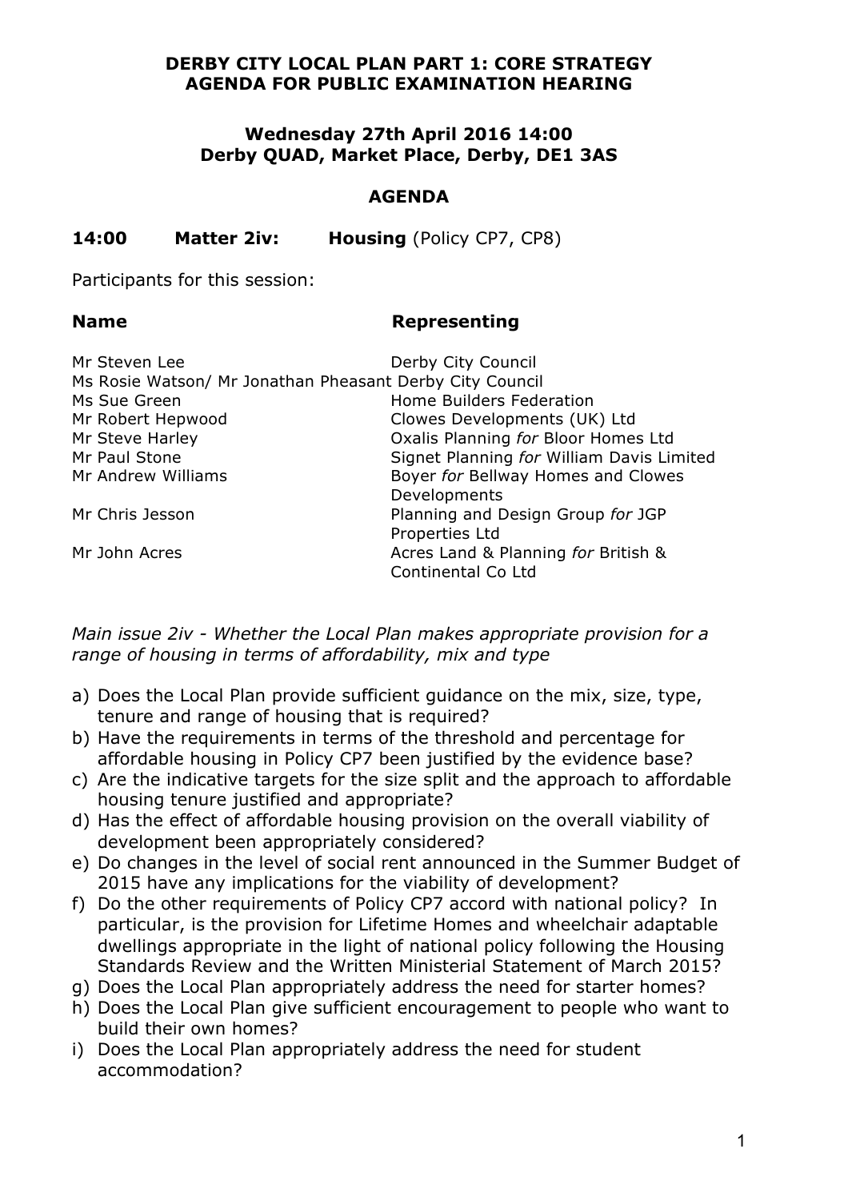# DERBY CITY LOCAL PLAN PART 1: CORE STRATEGY
# AGENDA FOR PUBLIC EXAMINATION HEARING

## Wednesday 27th April 2016 14:00
## Derby QUAD, Market Place, Derby, DE1 3AS

## AGENDA

**14:00 Matter 2iv: Housing** (Policy CP7, CP8)

Participants for this session:

| Name | Representing |
| --- | --- |
| Mr Steven Lee | Derby City Council |
| Ms Rosie Watson/ Mr Jonathan Pheasant | Derby City Council |
| Ms Sue Green | Home Builders Federation |
| Mr Robert Hepwood | Clowes Developments (UK) Ltd |
| Mr Steve Harley | Oxalis Planning *for* Bloor Homes Ltd |
| Mr Paul Stone | Signet Planning *for* William Davis Limited |
| Mr Andrew Williams | Boyer *for* Bellway Homes and Clowes Developments |
| Mr Chris Jesson | Planning and Design Group *for* JGP Properties Ltd |
| Mr John Acres | Acres Land & Planning *for* British & Continental Co Ltd |

*Main issue 2iv - Whether the Local Plan makes appropriate provision for a range of housing in terms of affordability, mix and type*

a) Does the Local Plan provide sufficient guidance on the mix, size, type, tenure and range of housing that is required?
b) Have the requirements in terms of the threshold and percentage for affordable housing in Policy CP7 been justified by the evidence base?
c) Are the indicative targets for the size split and the approach to affordable housing tenure justified and appropriate?
d) Has the effect of affordable housing provision on the overall viability of development been appropriately considered?
e) Do changes in the level of social rent announced in the Summer Budget of 2015 have any implications for the viability of development?
f) Do the other requirements of Policy CP7 accord with national policy? In particular, is the provision for Lifetime Homes and wheelchair adaptable dwellings appropriate in the light of national policy following the Housing Standards Review and the Written Ministerial Statement of March 2015?
g) Does the Local Plan appropriately address the need for starter homes?
h) Does the Local Plan give sufficient encouragement to people who want to build their own homes?
i) Does the Local Plan appropriately address the need for student accommodation?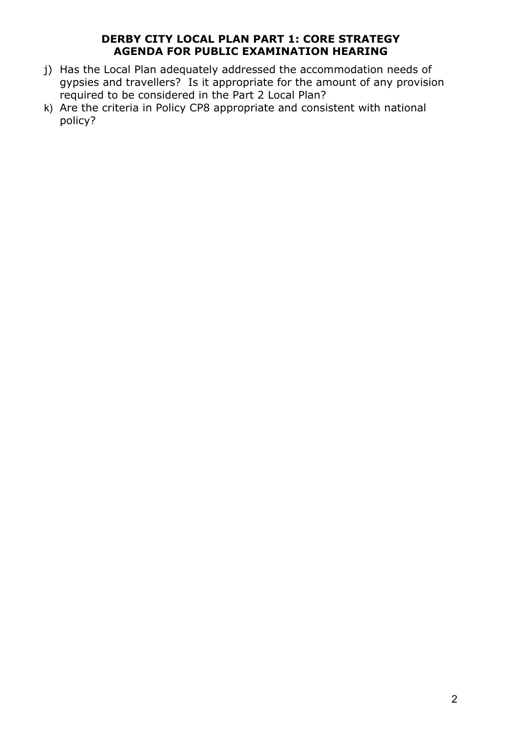j) Has the Local Plan adequately addressed the accommodation needs of gypsies and travellers? Is it appropriate for the amount of any provision required to be considered in the Part 2 Local Plan?
k) Are the criteria in Policy CP8 appropriate and consistent with national policy?